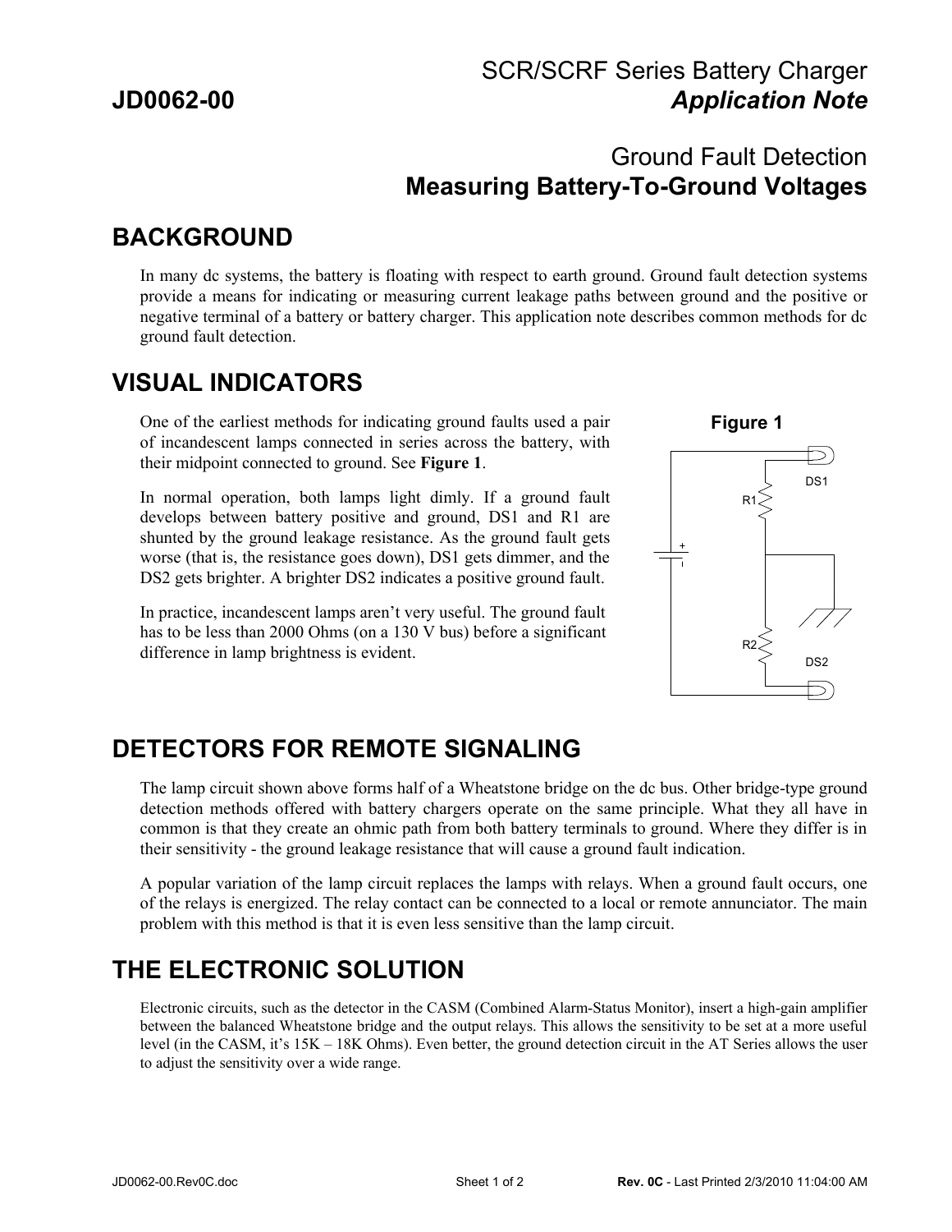# SCR/SCRF Series Battery Charger

**JD0062-00** ***Application Note***

## Ground Fault Detection
## **Measuring Battery-To-Ground Voltages**

## BACKGROUND

In many dc systems, the battery is floating with respect to earth ground. Ground fault detection systems provide a means for indicating or measuring current leakage paths between ground and the positive or negative terminal of a battery or battery charger. This application note describes common methods for dc ground fault detection.

## VISUAL INDICATORS

One of the earliest methods for indicating ground faults used a pair of incandescent lamps connected in series across the battery, with their midpoint connected to ground. See **Figure 1**.

In normal operation, both lamps light dimly. If a ground fault develops between battery positive and ground, DS1 and R1 are shunted by the ground leakage resistance. As the ground fault gets worse (that is, the resistance goes down), DS1 gets dimmer, and the DS2 gets brighter. A brighter DS2 indicates a positive ground fault.

In practice, incandescent lamps aren't very useful. The ground fault has to be less than 2000 Ohms (on a 130 V bus) before a significant difference in lamp brightness is evident.

**Figure 1**

## DETECTORS FOR REMOTE SIGNALING

The lamp circuit shown above forms half of a Wheatstone bridge on the dc bus. Other bridge-type ground detection methods offered with battery chargers operate on the same principle. What they all have in common is that they create an ohmic path from both battery terminals to ground. Where they differ is in their sensitivity - the ground leakage resistance that will cause a ground fault indication.

A popular variation of the lamp circuit replaces the lamps with relays. When a ground fault occurs, one of the relays is energized. The relay contact can be connected to a local or remote annunciator. The main problem with this method is that it is even less sensitive than the lamp circuit.

## THE ELECTRONIC SOLUTION

Electronic circuits, such as the detector in the CASM (Combined Alarm-Status Monitor), insert a high-gain amplifier between the balanced Wheatstone bridge and the output relays. This allows the sensitivity to be set at a more useful level (in the CASM, it's 15K – 18K Ohms). Even better, the ground detection circuit in the AT Series allows the user to adjust the sensitivity over a wide range.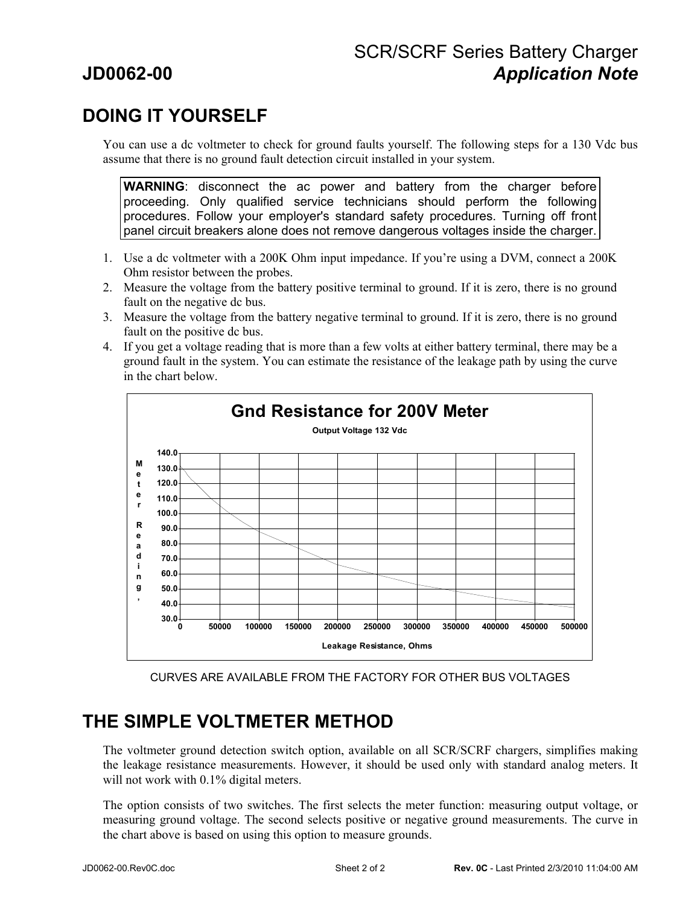## DOING IT YOURSELF

You can use a dc voltmeter to check for ground faults yourself. The following steps for a 130 Vdc bus assume that there is no ground fault detection circuit installed in your system.

> **WARNING**: disconnect the ac power and battery from the charger before proceeding. Only qualified service technicians should perform the following procedures. Follow your employer's standard safety procedures. Turning off front panel circuit breakers alone does not remove dangerous voltages inside the charger.

1. Use a dc voltmeter with a 200K Ohm input impedance. If you're using a DVM, connect a 200K Ohm resistor between the probes.
2. Measure the voltage from the battery positive terminal to ground. If it is zero, there is no ground fault on the negative dc bus.
3. Measure the voltage from the battery negative terminal to ground. If it is zero, there is no ground fault on the positive dc bus.
4. If you get a voltage reading that is more than a few volts at either battery terminal, there may be a ground fault in the system. You can estimate the resistance of the leakage path by using the curve in the chart below.

Gnd Resistance for 200V Meter

Output Voltage 132 Vdc

Meter Reading,

140.0
130.0
120.0
110.0
100.0
90.0
80.0
70.0
60.0
50.0
40.0
30.0

0 50000 100000 150000 200000 250000 300000 350000 400000 450000 500000

Leakage Resistance, Ohms

CURVES ARE AVAILABLE FROM THE FACTORY FOR OTHER BUS VOLTAGES

## THE SIMPLE VOLTMETER METHOD

The voltmeter ground detection switch option, available on all SCR/SCRF chargers, simplifies making the leakage resistance measurements. However, it should be used only with standard analog meters. It will not work with 0.1% digital meters.

The option consists of two switches. The first selects the meter function: measuring output voltage, or measuring ground voltage. The second selects positive or negative ground measurements. The curve in the chart above is based on using this option to measure grounds.